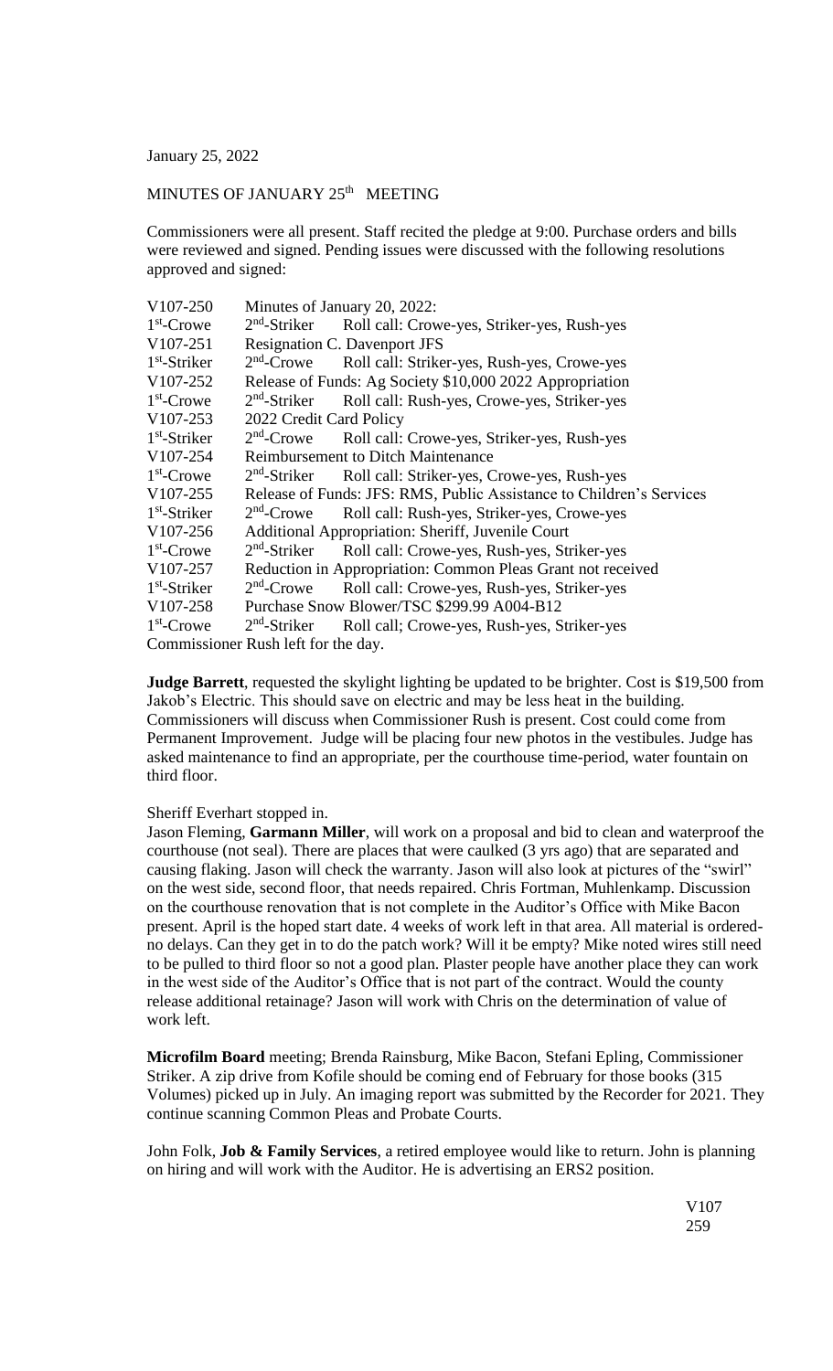January 25, 2022

MINUTES OF JANUARY 25th MEETING

Commissioners were all present. Staff recited the pledge at 9:00. Purchase orders and bills were reviewed and signed. Pending issues were discussed with the following resolutions approved and signed:

| | | |
|---|---|---|
| V107-250 | Minutes of January 20, 2022: | |
| 1st-Crowe | 2nd-Striker | Roll call: Crowe-yes, Striker-yes, Rush-yes |
| V107-251 | Resignation C. Davenport JFS | |
| 1st-Striker | 2nd-Crowe | Roll call: Striker-yes, Rush-yes, Crowe-yes |
| V107-252 | Release of Funds: Ag Society $10,000 2022 Appropriation | |
| 1st-Crowe | 2nd-Striker | Roll call: Rush-yes, Crowe-yes, Striker-yes |
| V107-253 | 2022 Credit Card Policy | |
| 1st-Striker | 2nd-Crowe | Roll call: Crowe-yes, Striker-yes, Rush-yes |
| V107-254 | Reimbursement to Ditch Maintenance | |
| 1st-Crowe | 2nd-Striker | Roll call: Striker-yes, Crowe-yes, Rush-yes |
| V107-255 | Release of Funds: JFS: RMS, Public Assistance to Children's Services | |
| 1st-Striker | 2nd-Crowe | Roll call: Rush-yes, Striker-yes, Crowe-yes |
| V107-256 | Additional Appropriation: Sheriff, Juvenile Court | |
| 1st-Crowe | 2nd-Striker | Roll call: Crowe-yes, Rush-yes, Striker-yes |
| V107-257 | Reduction in Appropriation: Common Pleas Grant not received | |
| 1st-Striker | 2nd-Crowe | Roll call: Crowe-yes, Rush-yes, Striker-yes |
| V107-258 | Purchase Snow Blower/TSC $299.99 A004-B12 | |
| 1st-Crowe | 2nd-Striker | Roll call; Crowe-yes, Rush-yes, Striker-yes |

Commissioner Rush left for the day.

**Judge Barrett**, requested the skylight lighting be updated to be brighter. Cost is $19,500 from Jakob's Electric. This should save on electric and may be less heat in the building. Commissioners will discuss when Commissioner Rush is present. Cost could come from Permanent Improvement. Judge will be placing four new photos in the vestibules. Judge has asked maintenance to find an appropriate, per the courthouse time-period, water fountain on third floor.

Sheriff Everhart stopped in.

Jason Fleming, **Garmann Miller**, will work on a proposal and bid to clean and waterproof the courthouse (not seal). There are places that were caulked (3 yrs ago) that are separated and causing flaking. Jason will check the warranty. Jason will also look at pictures of the "swirl" on the west side, second floor, that needs repaired. Chris Fortman, Muhlenkamp. Discussion on the courthouse renovation that is not complete in the Auditor's Office with Mike Bacon present. April is the hoped start date. 4 weeks of work left in that area. All material is ordered-no delays. Can they get in to do the patch work? Will it be empty? Mike noted wires still need to be pulled to third floor so not a good plan. Plaster people have another place they can work in the west side of the Auditor's Office that is not part of the contract. Would the county release additional retainage? Jason will work with Chris on the determination of value of work left.

**Microfilm Board** meeting; Brenda Rainsburg, Mike Bacon, Stefani Epling, Commissioner Striker. A zip drive from Kofile should be coming end of February for those books (315 Volumes) picked up in July. An imaging report was submitted by the Recorder for 2021. They continue scanning Common Pleas and Probate Courts.

John Folk, **Job & Family Services**, a retired employee would like to return. John is planning on hiring and will work with the Auditor. He is advertising an ERS2 position.

V107
259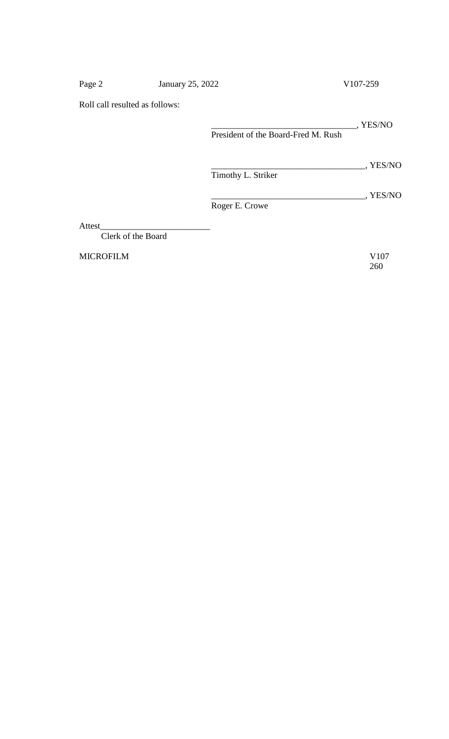Roll call resulted as follows:

_________________________________, YES/NO
President of the Board-Fred M. Rush

___________________________________, YES/NO
Timothy L. Striker

___________________________________, YES/NO
Roger E. Crowe

Attest_________________________
Clerk of the Board

MICROFILM V107 260